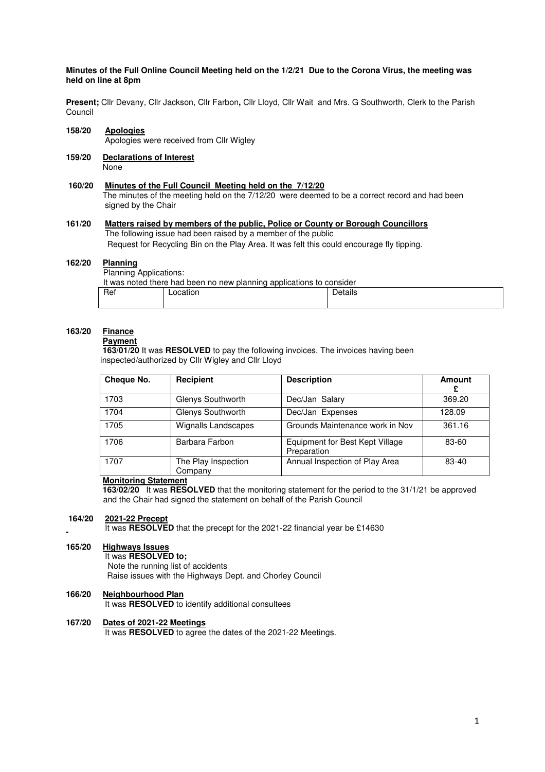**Minutes of the Full Online Council Meeting held on the 1/2/21 Due to the Corona Virus, the meeting was held on line at 8pm**

**Present;** Cllr Devany, Cllr Jackson, Cllr Farbon**,** Cllr Lloyd, Cllr Wait and Mrs. G Southworth, Clerk to the Parish Council

**158/20 Apologies**

Apologies were received from Cllr Wigley

**159/20 Declarations of Interest**

None

**160/20 Minutes of the Full Council Meeting held on the 7/12/20**

The minutes of the meeting held on the 7/12/20 were deemed to be a correct record and had been signed by the Chair

**161/20 Matters raised by members of the public, Police or County or Borough Councillors**

The following issue had been raised by a member of the public

Request for Recycling Bin on the Play Area. It was felt this could encourage fly tipping.

**162/20 Planning**

Planning Applications:

It was noted there had been no new planning applications to consider

| Ref | Location | Details |
|---|---|---|
| | | |

**163/20 Finance**

**Payment**

**163/01/20** It was **RESOLVED** to pay the following invoices. The invoices having been inspected/authorized by Cllr Wigley and Cllr Lloyd

| Cheque No. | Recipient | Description | Amount £ |
|---|---|---|---|
| 1703 | Glenys Southworth | Dec/Jan Salary | 369.20 |
| 1704 | Glenys Southworth | Dec/Jan Expenses | 128.09 |
| 1705 | Wignalls Landscapes | Grounds Maintenance work in Nov | 361.16 |
| 1706 | Barbara Farbon | Equipment for Best Kept Village Preparation | 83-60 |
| 1707 | The Play Inspection Company | Annual Inspection of Play Area | 83-40 |

**Monitoring Statement**

**163/02/20** It was **RESOLVED** that the monitoring statement for the period to the 31/1/21 be approved and the Chair had signed the statement on behalf of the Parish Council

**164/20 2021-22 Precept**

It was **RESOLVED** that the precept for the 2021-22 financial year be £14630

**165/20 Highways Issues**

It was **RESOLVED to;**

Note the running list of accidents

Raise issues with the Highways Dept. and Chorley Council

**166/20 Neighbourhood Plan**

It was **RESOLVED** to identify additional consultees

**167/20 Dates of 2021-22 Meetings**

It was **RESOLVED** to agree the dates of the 2021-22 Meetings.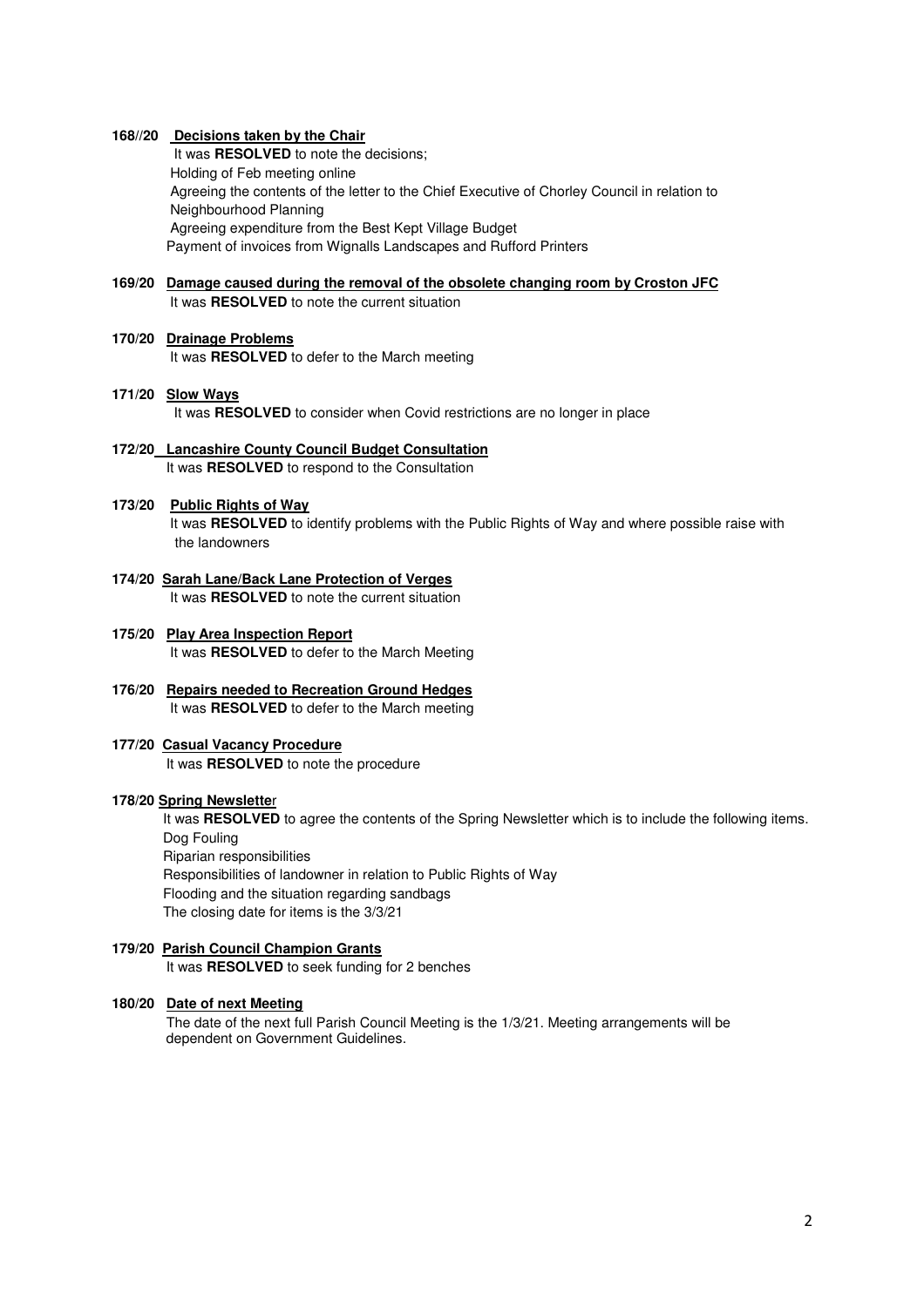**168//20 Decisions taken by the Chair**

It was **RESOLVED** to note the decisions;
Holding of Feb meeting online
Agreeing the contents of the letter to the Chief Executive of Chorley Council in relation to Neighbourhood Planning
Agreeing expenditure from the Best Kept Village Budget
Payment of invoices from Wignalls Landscapes and Rufford Printers

**169/20 Damage caused during the removal of the obsolete changing room by Croston JFC**

It was **RESOLVED** to note the current situation

**170/20 Drainage Problems**

It was **RESOLVED** to defer to the March meeting

**171/20 Slow Ways**

It was **RESOLVED** to consider when Covid restrictions are no longer in place

**172/20 Lancashire County Council Budget Consultation**

It was **RESOLVED** to respond to the Consultation

**173/20 Public Rights of Way**

It was **RESOLVED** to identify problems with the Public Rights of Way and where possible raise with the landowners

**174/20 Sarah Lane/Back Lane Protection of Verges**

It was **RESOLVED** to note the current situation

**175/20 Play Area Inspection Report**

It was **RESOLVED** to defer to the March Meeting

**176/20 Repairs needed to Recreation Ground Hedges**

It was **RESOLVED** to defer to the March meeting

**177/20 Casual Vacancy Procedure**

It was **RESOLVED** to note the procedure

**178/20 Spring Newsletter**

It was **RESOLVED** to agree the contents of the Spring Newsletter which is to include the following items.
Dog Fouling
Riparian responsibilities
Responsibilities of landowner in relation to Public Rights of Way
Flooding and the situation regarding sandbags
The closing date for items is the 3/3/21

**179/20 Parish Council Champion Grants**

It was **RESOLVED** to seek funding for 2 benches

**180/20 Date of next Meeting**

The date of the next full Parish Council Meeting is the 1/3/21. Meeting arrangements will be dependent on Government Guidelines.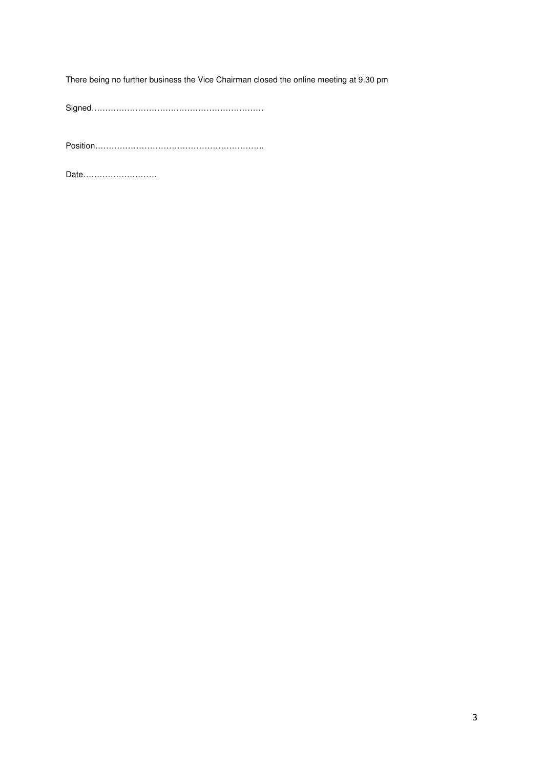There being no further business the Vice Chairman closed the online meeting at 9.30 pm

Signed……………………………………………………

Position…………………………………………………..

Date………………………